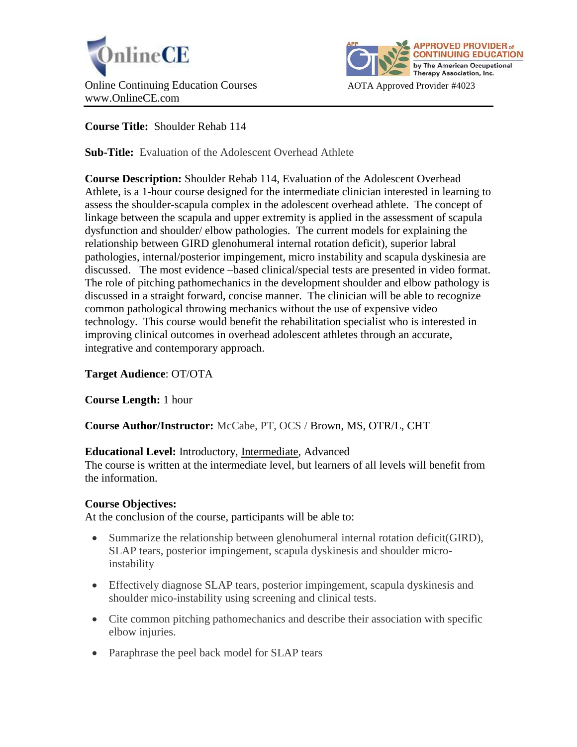OnlineCE

Online Continuing Education Courses
www.OnlineCE.com

APPROVED PROVIDER of CONTINUING EDUCATION by The American Occupational Therapy Association, Inc.

AOTA Approved Provider #4023

**Course Title:** Shoulder Rehab 114

**Sub-Title:** Evaluation of the Adolescent Overhead Athlete

**Course Description:** Shoulder Rehab 114, Evaluation of the Adolescent Overhead Athlete, is a 1-hour course designed for the intermediate clinician interested in learning to assess the shoulder-scapula complex in the adolescent overhead athlete. The concept of linkage between the scapula and upper extremity is applied in the assessment of scapula dysfunction and shoulder/ elbow pathologies. The current models for explaining the relationship between GIRD glenohumeral internal rotation deficit), superior labral pathologies, internal/posterior impingement, micro instability and scapula dyskinesia are discussed. The most evidence –based clinical/special tests are presented in video format. The role of pitching pathomechanics in the development shoulder and elbow pathology is discussed in a straight forward, concise manner. The clinician will be able to recognize common pathological throwing mechanics without the use of expensive video technology. This course would benefit the rehabilitation specialist who is interested in improving clinical outcomes in overhead adolescent athletes through an accurate, integrative and contemporary approach.

**Target Audience**: OT/OTA

**Course Length:** 1 hour

**Course Author/Instructor:** McCabe, PT, OCS / Brown, MS, OTR/L, CHT

**Educational Level:** Introductory, Intermediate, Advanced
The course is written at the intermediate level, but learners of all levels will benefit from the information.

**Course Objectives:**
At the conclusion of the course, participants will be able to:

- Summarize the relationship between glenohumeral internal rotation deficit(GIRD), SLAP tears, posterior impingement, scapula dyskinesis and shoulder micro-instability
- Effectively diagnose SLAP tears, posterior impingement, scapula dyskinesis and shoulder mico-instability using screening and clinical tests.
- Cite common pitching pathomechanics and describe their association with specific elbow injuries.
- Paraphrase the peel back model for SLAP tears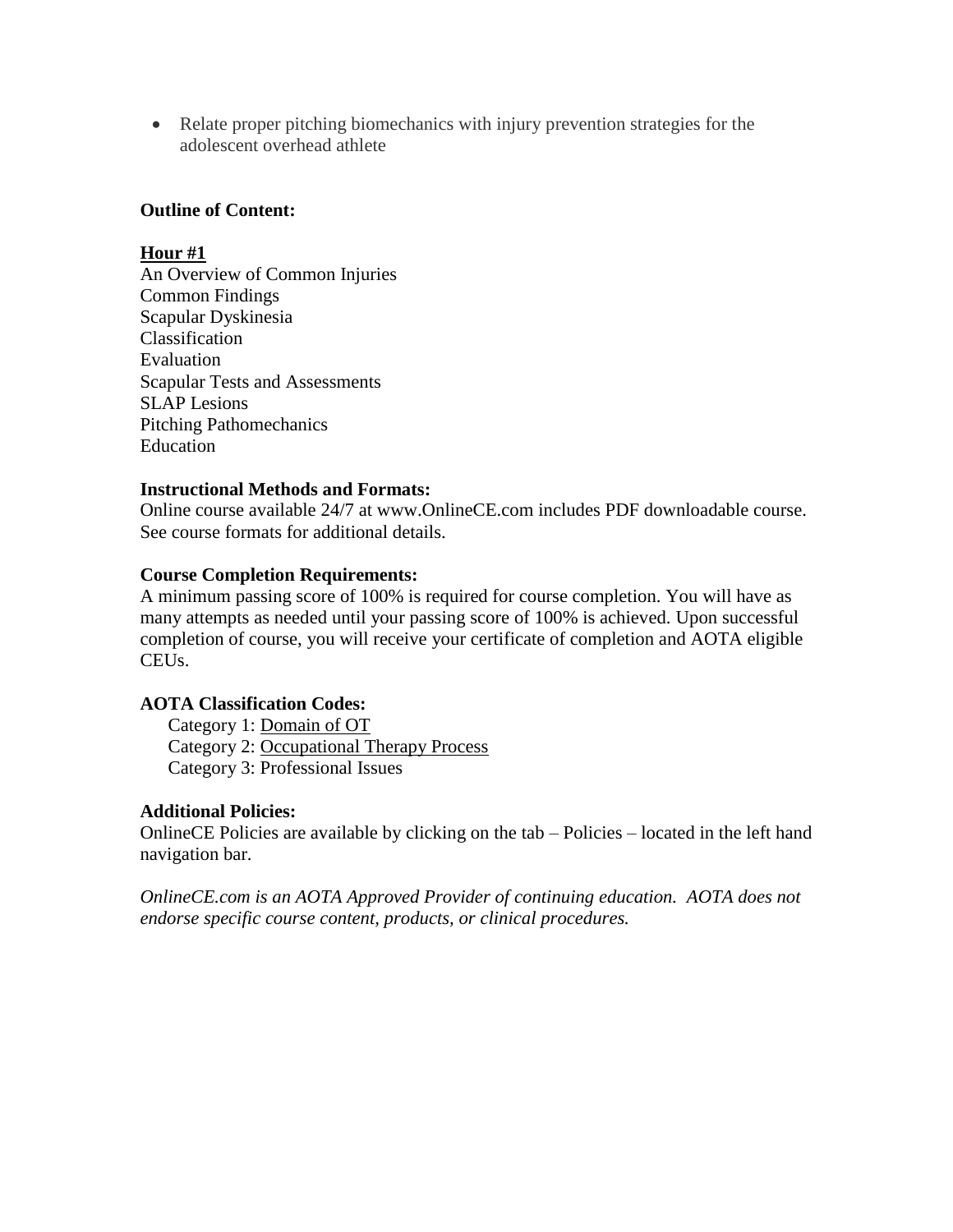- Relate proper pitching biomechanics with injury prevention strategies for the adolescent overhead athlete

**Outline of Content:**

**Hour #1**
An Overview of Common Injuries
Common Findings
Scapular Dyskinesia
Classification
Evaluation
Scapular Tests and Assessments
SLAP Lesions
Pitching Pathomechanics
Education

**Instructional Methods and Formats:**
Online course available 24/7 at www.OnlineCE.com includes PDF downloadable course. See course formats for additional details.

**Course Completion Requirements:**
A minimum passing score of 100% is required for course completion. You will have as many attempts as needed until your passing score of 100% is achieved. Upon successful completion of course, you will receive your certificate of completion and AOTA eligible CEUs.

**AOTA Classification Codes:**
Category 1: Domain of OT
Category 2: Occupational Therapy Process
Category 3: Professional Issues

**Additional Policies:**
OnlineCE Policies are available by clicking on the tab – Policies – located in the left hand navigation bar.

*OnlineCE.com is an AOTA Approved Provider of continuing education. AOTA does not endorse specific course content, products, or clinical procedures.*